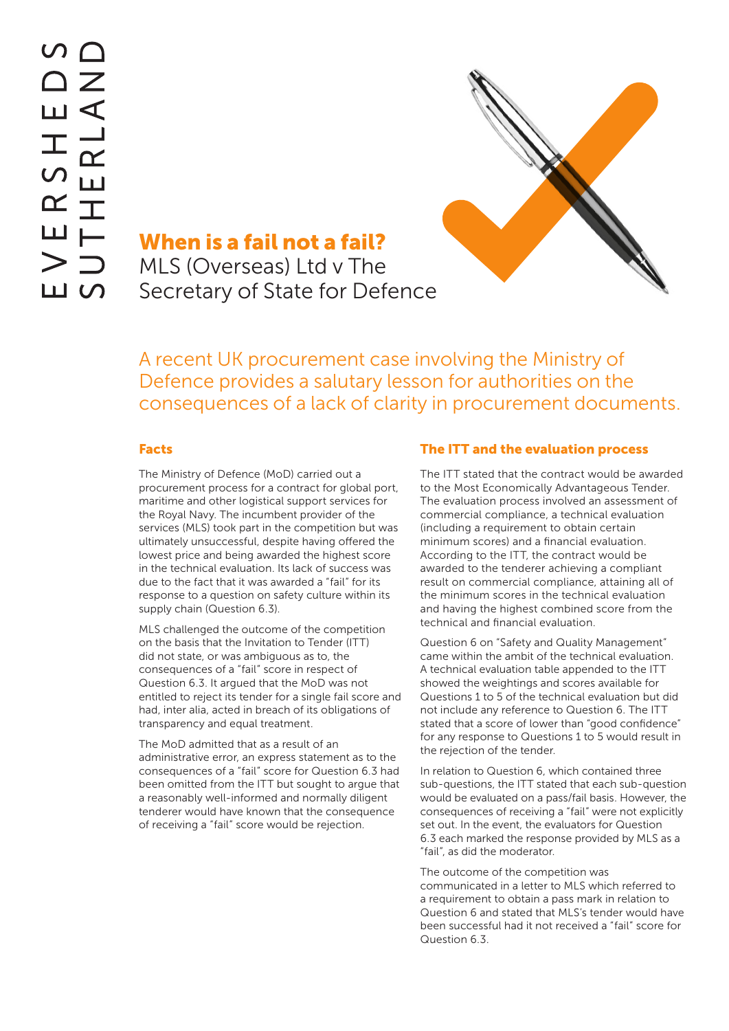EVERSHEDS SUTHERLAND

# When is a fail not a fail?

## MLS (Overseas) Ltd v The Secretary of State for Defence

A recent UK procurement case involving the Ministry of Defence provides a salutary lesson for authorities on the consequences of a lack of clarity in procurement documents.

### Facts

The Ministry of Defence (MoD) carried out a procurement process for a contract for global port, maritime and other logistical support services for the Royal Navy. The incumbent provider of the services (MLS) took part in the competition but was ultimately unsuccessful, despite having offered the lowest price and being awarded the highest score in the technical evaluation. Its lack of success was due to the fact that it was awarded a "fail" for its response to a question on safety culture within its supply chain (Question 6.3).

MLS challenged the outcome of the competition on the basis that the Invitation to Tender (ITT) did not state, or was ambiguous as to, the consequences of a "fail" score in respect of Question 6.3. It argued that the MoD was not entitled to reject its tender for a single fail score and had, inter alia, acted in breach of its obligations of transparency and equal treatment.

The MoD admitted that as a result of an administrative error, an express statement as to the consequences of a "fail" score for Question 6.3 had been omitted from the ITT but sought to argue that a reasonably well-informed and normally diligent tenderer would have known that the consequence of receiving a "fail" score would be rejection.

### The ITT and the evaluation process

The ITT stated that the contract would be awarded to the Most Economically Advantageous Tender. The evaluation process involved an assessment of commercial compliance, a technical evaluation (including a requirement to obtain certain minimum scores) and a financial evaluation. According to the ITT, the contract would be awarded to the tenderer achieving a compliant result on commercial compliance, attaining all of the minimum scores in the technical evaluation and having the highest combined score from the technical and financial evaluation.

Question 6 on "Safety and Quality Management" came within the ambit of the technical evaluation. A technical evaluation table appended to the ITT showed the weightings and scores available for Questions 1 to 5 of the technical evaluation but did not include any reference to Question 6. The ITT stated that a score of lower than "good confidence" for any response to Questions 1 to 5 would result in the rejection of the tender.

In relation to Question 6, which contained three sub-questions, the ITT stated that each sub-question would be evaluated on a pass/fail basis. However, the consequences of receiving a "fail" were not explicitly set out. In the event, the evaluators for Question 6.3 each marked the response provided by MLS as a "fail", as did the moderator.

The outcome of the competition was communicated in a letter to MLS which referred to a requirement to obtain a pass mark in relation to Question 6 and stated that MLS's tender would have been successful had it not received a "fail" score for Question 6.3.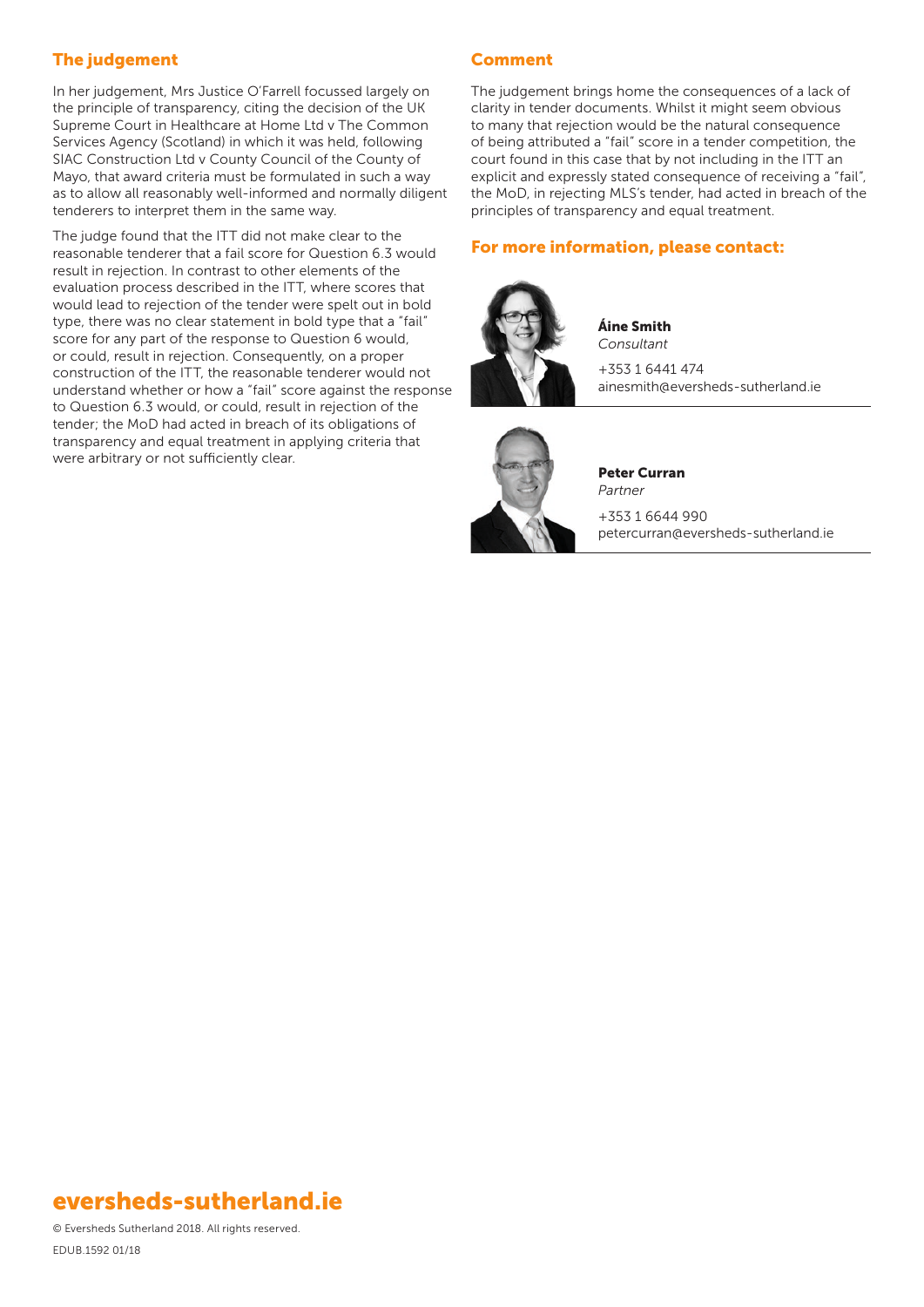## The judgement

In her judgement, Mrs Justice O'Farrell focussed largely on the principle of transparency, citing the decision of the UK Supreme Court in Healthcare at Home Ltd v The Common Services Agency (Scotland) in which it was held, following SIAC Construction Ltd v County Council of the County of Mayo, that award criteria must be formulated in such a way as to allow all reasonably well-informed and normally diligent tenderers to interpret them in the same way.

The judge found that the ITT did not make clear to the reasonable tenderer that a fail score for Question 6.3 would result in rejection. In contrast to other elements of the evaluation process described in the ITT, where scores that would lead to rejection of the tender were spelt out in bold type, there was no clear statement in bold type that a "fail" score for any part of the response to Question 6 would, or could, result in rejection. Consequently, on a proper construction of the ITT, the reasonable tenderer would not understand whether or how a "fail" score against the response to Question 6.3 would, or could, result in rejection of the tender; the MoD had acted in breach of its obligations of transparency and equal treatment in applying criteria that were arbitrary or not sufficiently clear.

## Comment

The judgement brings home the consequences of a lack of clarity in tender documents. Whilst it might seem obvious to many that rejection would be the natural consequence of being attributed a "fail" score in a tender competition, the court found in this case that by not including in the ITT an explicit and expressly stated consequence of receiving a "fail", the MoD, in rejecting MLS's tender, had acted in breach of the principles of transparency and equal treatment.

## For more information, please contact:

**Áine Smith**
*Consultant*
+353 1 6441 474
ainesmith@eversheds-sutherland.ie

**Peter Curran**
*Partner*
+353 1 6644 990
petercurran@eversheds-sutherland.ie

**eversheds-sutherland.ie**

© Eversheds Sutherland 2018. All rights reserved.
EDUB.1592 01/18